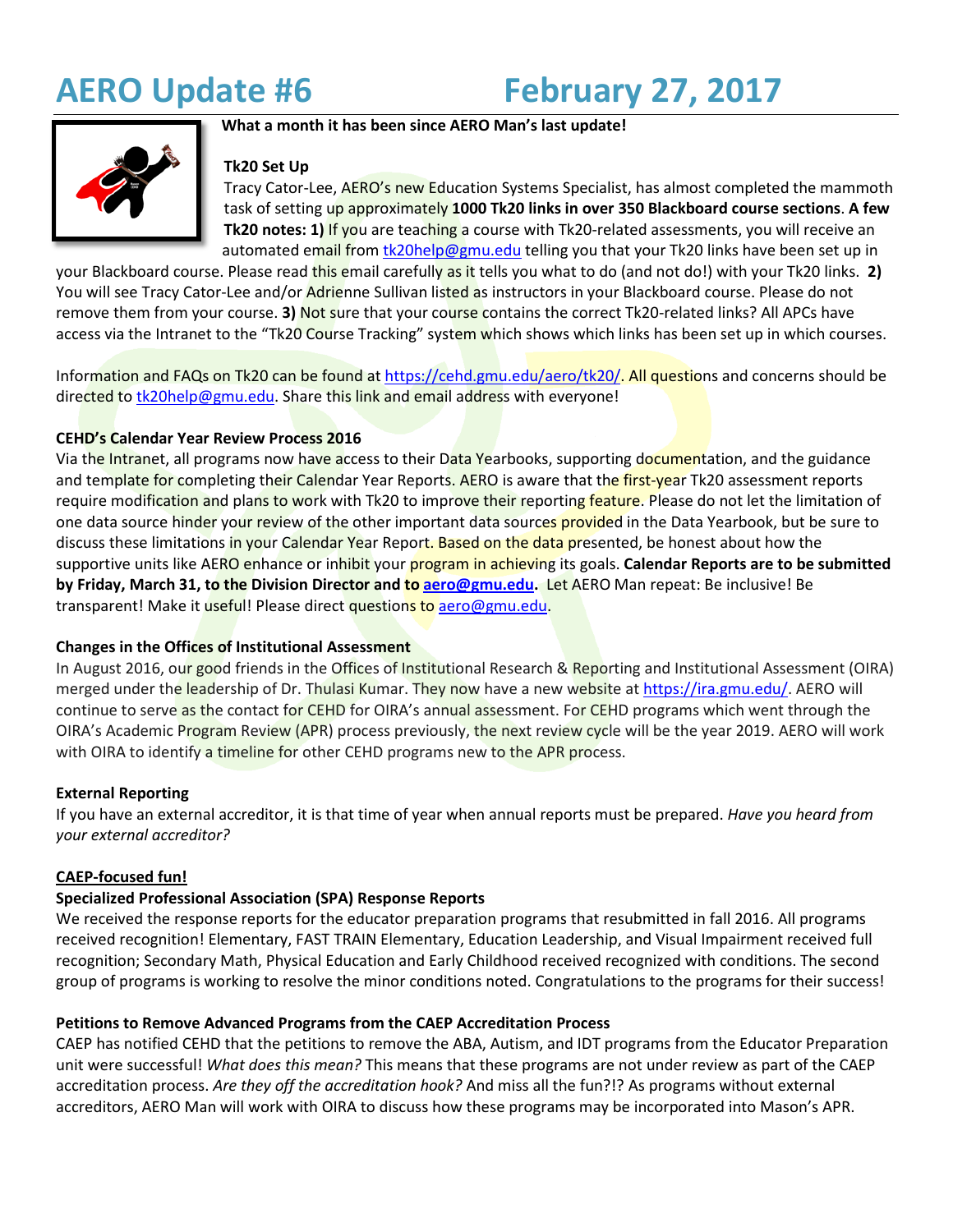# AERO Update #6 February 27, 2017

**What a month it has been since AERO Man's last update!**

**Tk20 Set Up**

Tracy Cator-Lee, AERO's new Education Systems Specialist, has almost completed the mammoth task of setting up approximately **1000 Tk20 links in over 350 Blackboard course sections**. **A few Tk20 notes: 1)** If you are teaching a course with Tk20-related assessments, you will receive an automated email from tk20help@gmu.edu telling you that your Tk20 links have been set up in your Blackboard course. Please read this email carefully as it tells you what to do (and not do!) with your Tk20 links. **2)** You will see Tracy Cator-Lee and/or Adrienne Sullivan listed as instructors in your Blackboard course. Please do not remove them from your course. **3)** Not sure that your course contains the correct Tk20-related links? All APCs have access via the Intranet to the "Tk20 Course Tracking" system which shows which links has been set up in which courses.

Information and FAQs on Tk20 can be found at https://cehd.gmu.edu/aero/tk20/. All questions and concerns should be directed to tk20help@gmu.edu. Share this link and email address with everyone!

**CEHD's Calendar Year Review Process 2016**

Via the Intranet, all programs now have access to their Data Yearbooks, supporting documentation, and the guidance and template for completing their Calendar Year Reports. AERO is aware that the first-year Tk20 assessment reports require modification and plans to work with Tk20 to improve their reporting feature. Please do not let the limitation of one data source hinder your review of the other important data sources provided in the Data Yearbook, but be sure to discuss these limitations in your Calendar Year Report. Based on the data presented, be honest about how the supportive units like AERO enhance or inhibit your program in achieving its goals. **Calendar Reports are to be submitted by Friday, March 31, to the Division Director and to aero@gmu.edu.** Let AERO Man repeat: Be inclusive! Be transparent! Make it useful! Please direct questions to aero@gmu.edu.

**Changes in the Offices of Institutional Assessment**

In August 2016, our good friends in the Offices of Institutional Research & Reporting and Institutional Assessment (OIRA) merged under the leadership of Dr. Thulasi Kumar. They now have a new website at https://ira.gmu.edu/. AERO will continue to serve as the contact for CEHD for OIRA's annual assessment. For CEHD programs which went through the OIRA's Academic Program Review (APR) process previously, the next review cycle will be the year 2019. AERO will work with OIRA to identify a timeline for other CEHD programs new to the APR process.

**External Reporting**

If you have an external accreditor, it is that time of year when annual reports must be prepared. *Have you heard from your external accreditor?*

**CAEP-focused fun!**

**Specialized Professional Association (SPA) Response Reports**

We received the response reports for the educator preparation programs that resubmitted in fall 2016. All programs received recognition! Elementary, FAST TRAIN Elementary, Education Leadership, and Visual Impairment received full recognition; Secondary Math, Physical Education and Early Childhood received recognized with conditions. The second group of programs is working to resolve the minor conditions noted. Congratulations to the programs for their success!

**Petitions to Remove Advanced Programs from the CAEP Accreditation Process**

CAEP has notified CEHD that the petitions to remove the ABA, Autism, and IDT programs from the Educator Preparation unit were successful! *What does this mean?* This means that these programs are not under review as part of the CAEP accreditation process. *Are they off the accreditation hook?* And miss all the fun?!? As programs without external accreditors, AERO Man will work with OIRA to discuss how these programs may be incorporated into Mason's APR.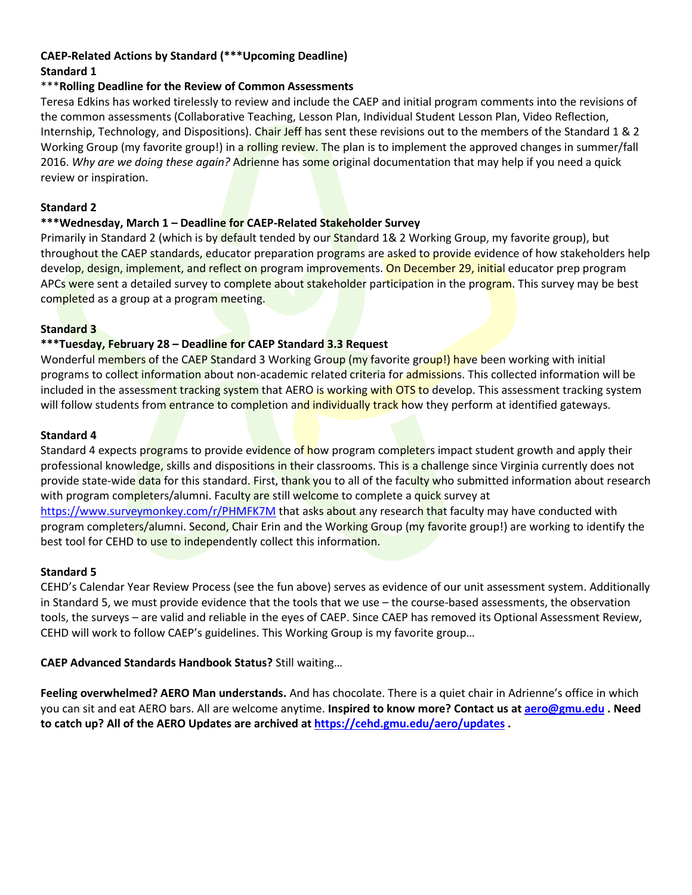**CAEP-Related Actions by Standard (***Upcoming Deadline)**

**Standard 1**

***Rolling Deadline for the Review of Common Assessments**

Teresa Edkins has worked tirelessly to review and include the CAEP and initial program comments into the revisions of the common assessments (Collaborative Teaching, Lesson Plan, Individual Student Lesson Plan, Video Reflection, Internship, Technology, and Dispositions). Chair Jeff has sent these revisions out to the members of the Standard 1 & 2 Working Group (my favorite group!) in a rolling review. The plan is to implement the approved changes in summer/fall 2016. *Why are we doing these again?* Adrienne has some original documentation that may help if you need a quick review or inspiration.

**Standard 2**

*****Wednesday, March 1 – Deadline for CAEP-Related Stakeholder Survey**

Primarily in Standard 2 (which is by default tended by our Standard 1& 2 Working Group, my favorite group), but throughout the CAEP standards, educator preparation programs are asked to provide evidence of how stakeholders help develop, design, implement, and reflect on program improvements. On December 29, initial educator prep program APCs were sent a detailed survey to complete about stakeholder participation in the program. This survey may be best completed as a group at a program meeting.

**Standard 3**

*****Tuesday, February 28 – Deadline for CAEP Standard 3.3 Request**

Wonderful members of the CAEP Standard 3 Working Group (my favorite group!) have been working with initial programs to collect information about non-academic related criteria for admissions. This collected information will be included in the assessment tracking system that AERO is working with OTS to develop. This assessment tracking system will follow students from entrance to completion and individually track how they perform at identified gateways.

**Standard 4**

Standard 4 expects programs to provide evidence of how program completers impact student growth and apply their professional knowledge, skills and dispositions in their classrooms. This is a challenge since Virginia currently does not provide state-wide data for this standard. First, thank you to all of the faculty who submitted information about research with program completers/alumni. Faculty are still welcome to complete a quick survey at https://www.surveymonkey.com/r/PHMFK7M that asks about any research that faculty may have conducted with program completers/alumni. Second, Chair Erin and the Working Group (my favorite group!) are working to identify the best tool for CEHD to use to independently collect this information.

**Standard 5**

CEHD's Calendar Year Review Process (see the fun above) serves as evidence of our unit assessment system. Additionally in Standard 5, we must provide evidence that the tools that we use – the course-based assessments, the observation tools, the surveys – are valid and reliable in the eyes of CAEP. Since CAEP has removed its Optional Assessment Review, CEHD will work to follow CAEP's guidelines. This Working Group is my favorite group…

**CAEP Advanced Standards Handbook Status?** Still waiting…

**Feeling overwhelmed? AERO Man understands.** And has chocolate. There is a quiet chair in Adrienne's office in which you can sit and eat AERO bars. All are welcome anytime. **Inspired to know more? Contact us at aero@gmu.edu . Need to catch up? All of the AERO Updates are archived at https://cehd.gmu.edu/aero/updates .**